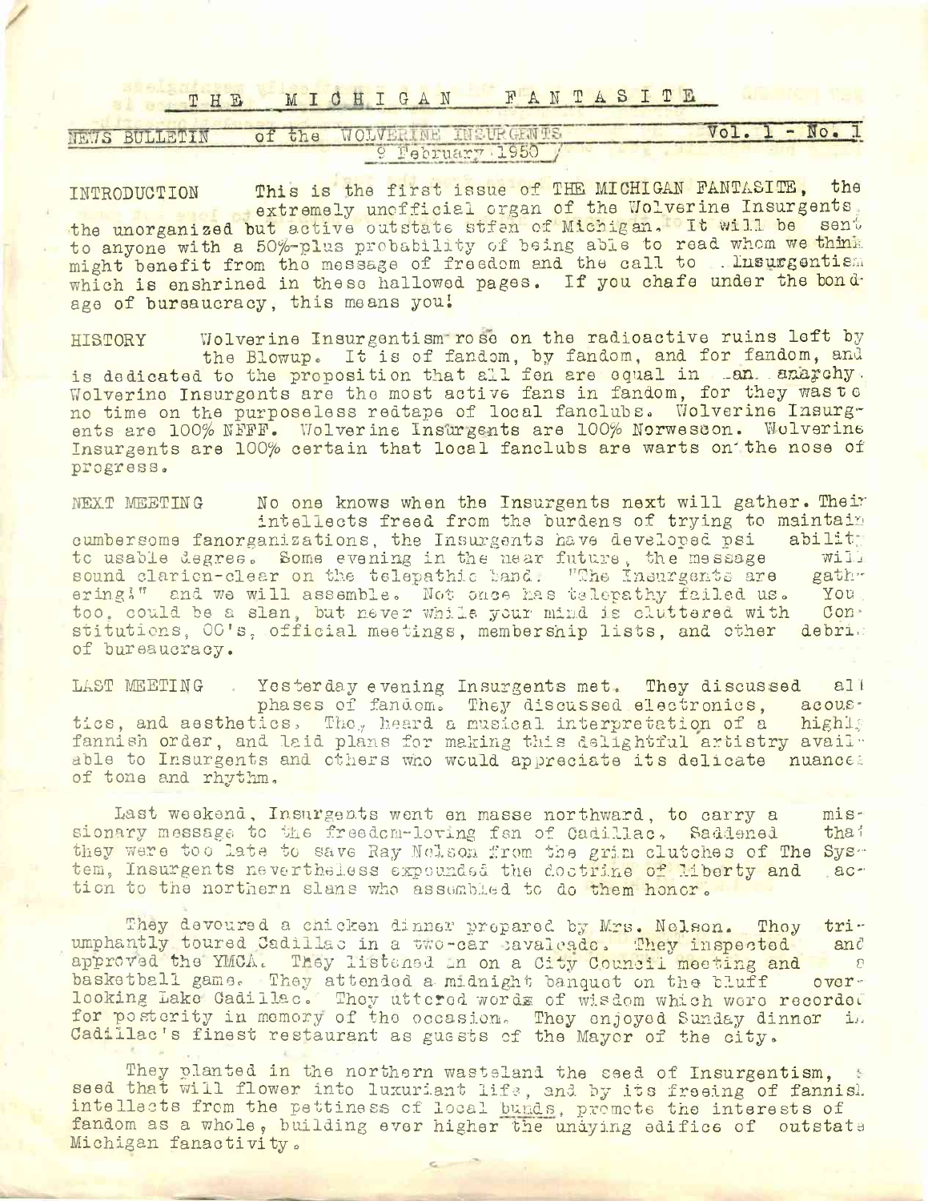# THE MICHIGAN FANTASITE

NEWS BULLETIN of the WOLVERINE INSURGENTS — Vol. 1 - No. 1

9 February 1950

INTRODUCTION This is the first issue of THE MICHIGAN FANTASITE, the extremely unofficial organ of the Wolverine Insurgents, the unorganized but active outstate stfen of Michigan. It will be sent to anyone with a 50%-plus probability of being able to read whom we think might benefit from the message of freedom and the call to Insurgentism which is enshrined in these hallowed pages. If you chafe under the bondage of bureaucracy, this means you!

HISTORY Wolverine Insurgentism rose on the radioactive ruins left by the Blowup. It is of fandom, by fandom, and for fandom, and is dedicated to the proposition that all fen are equal in an anarchy. Wolverine Insurgents are the most active fans in fandom, for they waste no time on the purposeless redtape of local fanclubs. Wolverine Insurgents are 100% NFFF. Wolverine Insurgents are 100% Norwescon. Wolverine Insurgents are 100% certain that local fanclubs are warts on the nose of progress.

NEXT MEETING No one knows when the Insurgents next will gather. Their intellects freed from the burdens of trying to maintain cumbersome fanorganizations, the Insurgents have developed psi ability to usable degree. Some evening in the near future, the message will sound clarion-clear on the telepathic band. "The Insurgents are gathering!" and we will assemble. Not once has telepathy failed us. You, too, could be a slan, but never while your mind is cluttered with Constitutions, OO's, official meetings, membership lists, and other debris of bureaucracy.

LAST MEETING Yesterday evening Insurgents met. They discussed all phases of fandom. They discussed electronics, acoustics, and aesthetics. They heard a musical interpretation of a highly fannish order, and laid plans for making this delightful artistry available to Insurgents and others who would appreciate its delicate nuances of tone and rhythm.

Last weekend, Insurgents went en masse northward, to carry a missionary message to the freedom-loving fen of Cadillac. Saddened that they were too late to save Ray Nelson from the grim clutches of The System, Insurgents nevertheless expounded the doctrine of liberty and action to the northern slans who assembled to do them honor.

They devoured a chicken dinner prepared by Mrs. Nelson. They triumphantly toured Cadillac in a two-car cavalcade. They inspected and approved the YMCA. They listened in on a City Council meeting and a basketball game. They attended a midnight banquet on the bluff overlooking Lake Cadillac. They uttered words of wisdom which were recorded for posterity in memory of the occasion. They enjoyed Sunday dinner in Cadillac's finest restaurant as guests of the Mayor of the city.

They planted in the northern wasteland the seed of Insurgentism, a seed that will flower into luxuriant life, and by its freeing of fannish intellects from the pettiness of local bunds, promote the interests of fandom as a whole, building ever higher the undying edifice of outstate Michigan fanactivity.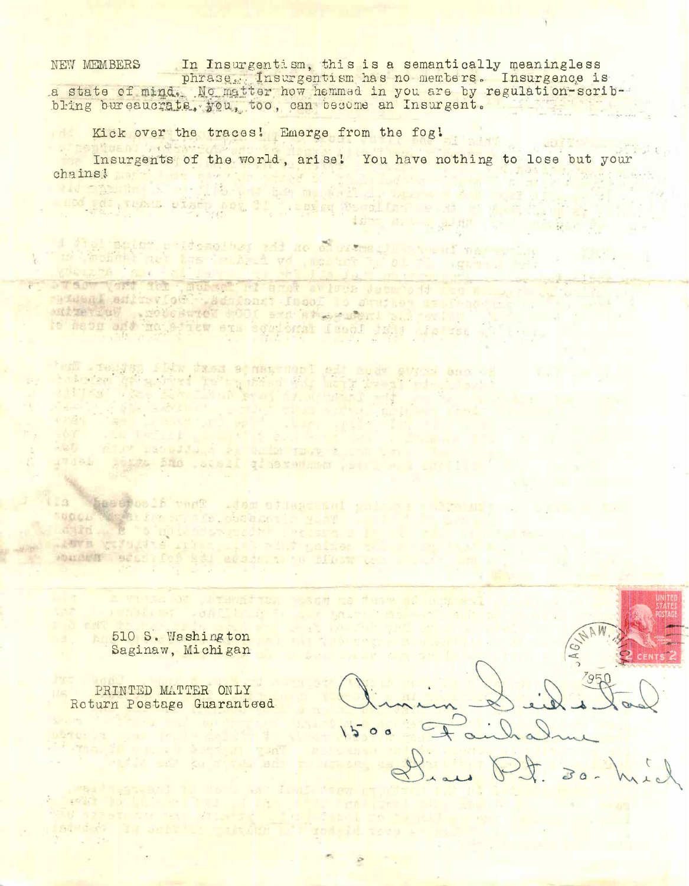NEW MEMBERS In Insurgentism, this is a semantically meaningless phrase. Insurgentism has no members. Insurgence is a state of mind. No matter how hemmed in you are by regulation-scribbling bureaucrats, you, too, can become an Insurgent.

Kick over the traces! Emerge from the fog!

Insurgents of the world, arise! You have nothing to lose but your chains!

510 S. Washington
Saginaw, Michigan

PRINTED MATTER ONLY
Return Postage Guaranteed

Irwin Seidstad
1500 Fairhalme
Grosse Pt. 30 - Mich